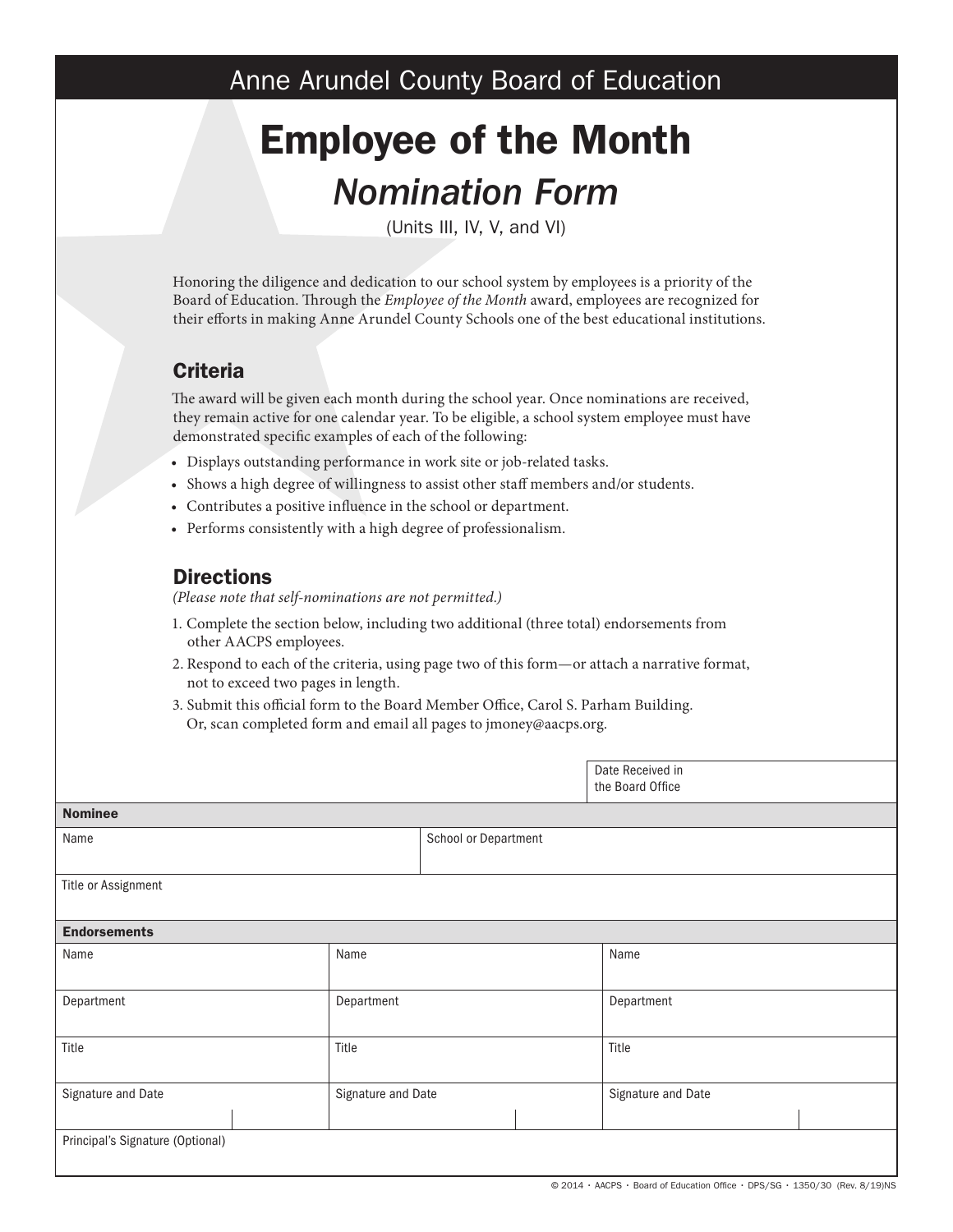Anne Arundel County Board of Education

# Employee of the Month

## *Nomination Form*

(Units III, IV, V, and VI)

Honoring the diligence and dedication to our school system by employees is a priority of the Board of Education. Through the *Employee of the Month* award, employees are recognized for their efforts in making Anne Arundel County Schools one of the best educational institutions.

### Criteria

The award will be given each month during the school year. Once nominations are received, they remain active for one calendar year. To be eligible, a school system employee must have demonstrated specific examples of each of the following:

- Displays outstanding performance in work site or job-related tasks.
- Shows a high degree of willingness to assist other staff members and/or students.
- Contributes a positive influence in the school or department.
- Performs consistently with a high degree of professionalism.

### Directions

*(Please note that self-nominations are not permitted.)*

1. Complete the section below, including two additional (three total) endorsements from other AACPS employees.
2. Respond to each of the criteria, using page two of this form—or attach a narrative format, not to exceed two pages in length.
3. Submit this official form to the Board Member Office, Carol S. Parham Building. Or, scan completed form and email all pages to jmoney@aacps.org.

| | Date Received in the Board Office |
|---|---|
| | |

| **Nominee** | |
|---|---|
| Name | School or Department |
| Title or Assignment | |

| **Endorsements** | | |
|---|---|---|
| Name | Name | Name |
| Department | Department | Department |
| Title | Title | Title |
| Signature and Date | Signature and Date | Signature and Date |
| Principal's Signature (Optional) | | |

© 2014 · AACPS · Board of Education Office · DPS/SG · 1350/30 (Rev. 8/19)NS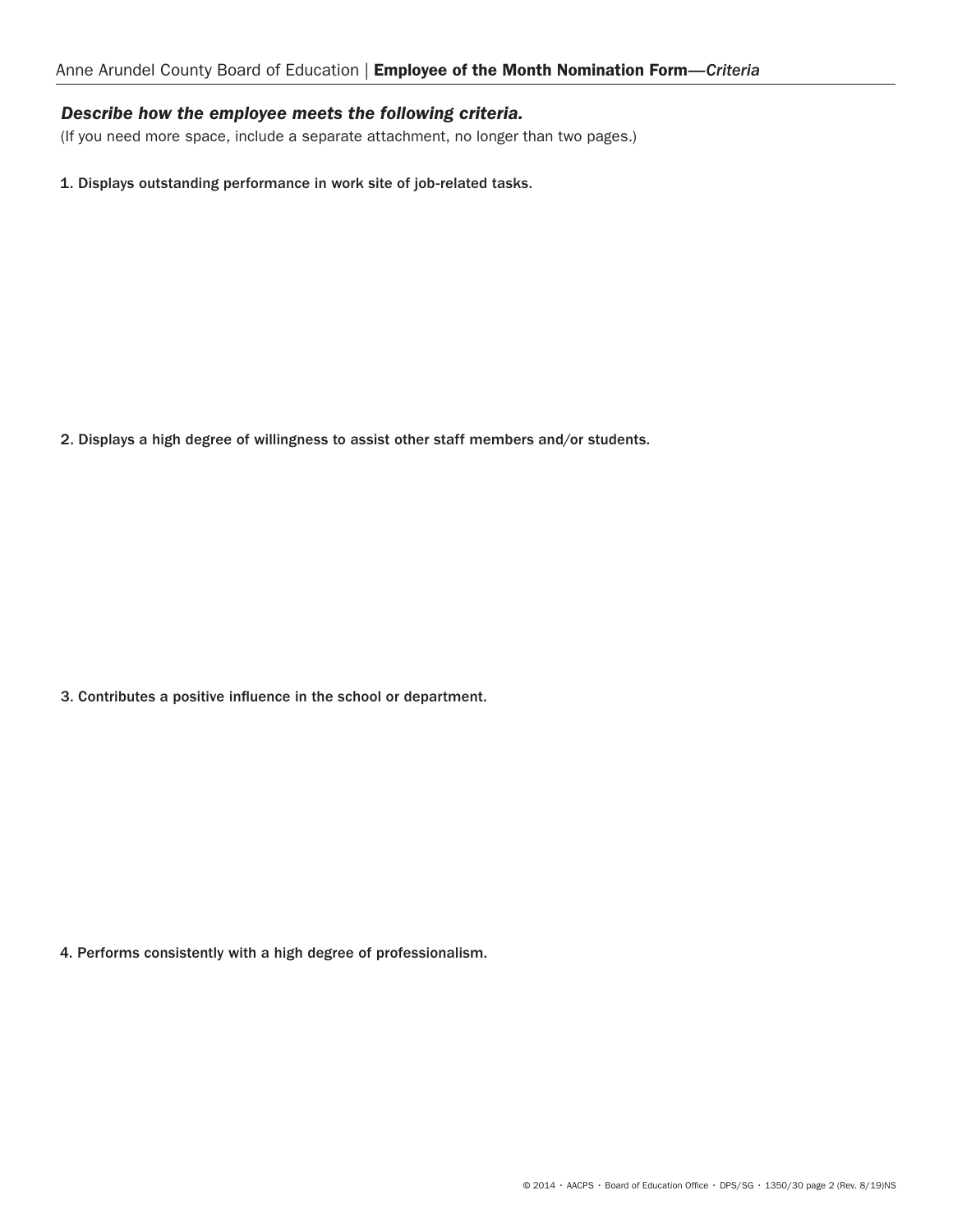*Describe how the employee meets the following criteria.*

(If you need more space, include a separate attachment, no longer than two pages.)

1. Displays outstanding performance in work site of job-related tasks.

2. Displays a high degree of willingness to assist other staff members and/or students.

3. Contributes a positive influence in the school or department.

4. Performs consistently with a high degree of professionalism.